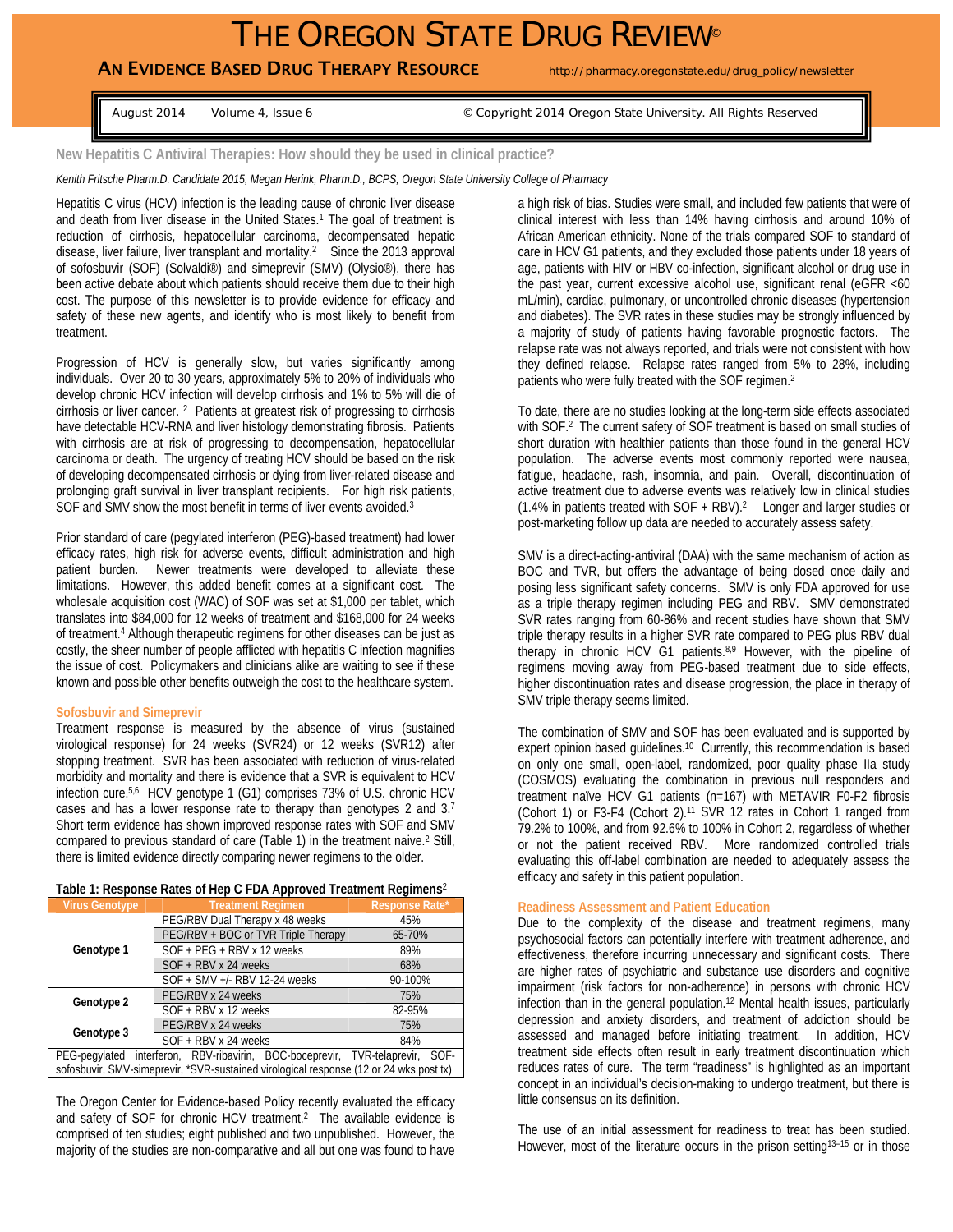# THE OREGON STATE DRUG REVIEW©

**AN EVIDENCE BASED DRUG THERAPY RESOURCE** http://pharmacy.oregonstate.edu/drug_policy/newsletter

August 2014 Volume 4, Issue 6 © Copyright 2014 Oregon State University. All Rights Reserved

## New Hepatitis C Antiviral Therapies: How should they be used in clinical practice?

*Keníth Fritsche Pharm.D. Candidate 2015, Megan Herink, Pharm.D., BCPS, Oregon State University College of Pharmacy*

Hepatitis C virus (HCV) infection is the leading cause of chronic liver disease and death from liver disease in the United States.[1] The goal of treatment is reduction of cirrhosis, hepatocellular carcinoma, decompensated hepatic disease, liver failure, liver transplant and mortality.[2] Since the 2013 approval of sofosbuvir (SOF) (Solvaldi®) and simeprevir (SMV) (Olysio®), there has been active debate about which patients should receive them due to their high cost. The purpose of this newsletter is to provide evidence for efficacy and safety of these new agents, and identify who is most likely to benefit from treatment.

Progression of HCV is generally slow, but varies significantly among individuals. Over 20 to 30 years, approximately 5% to 20% of individuals who develop chronic HCV infection will develop cirrhosis and 1% to 5% will die of cirrhosis or liver cancer.[2] Patients at greatest risk of progressing to cirrhosis have detectable HCV-RNA and liver histology demonstrating fibrosis. Patients with cirrhosis are at risk of progressing to decompensation, hepatocellular carcinoma or death. The urgency of treating HCV should be based on the risk of developing decompensated cirrhosis or dying from liver-related disease and prolonging graft survival in liver transplant recipients. For high risk patients, SOF and SMV show the most benefit in terms of liver events avoided.[3]

Prior standard of care (pegylated interferon (PEG)-based treatment) had lower efficacy rates, high risk for adverse events, difficult administration and high patient burden. Newer treatments were developed to alleviate these limitations. However, this added benefit comes at a significant cost. The wholesale acquisition cost (WAC) of SOF was set at $1,000 per tablet, which translates into $84,000 for 12 weeks of treatment and $168,000 for 24 weeks of treatment.[4] Although therapeutic regimens for other diseases can be just as costly, the sheer number of people afflicted with hepatitis C infection magnifies the issue of cost. Policymakers and clinicians alike are waiting to see if these known and possible other benefits outweigh the cost to the healthcare system.

### Sofosbuvir and Simeprevir

Treatment response is measured by the absence of virus (sustained virological response) for 24 weeks (SVR24) or 12 weeks (SVR12) after stopping treatment. SVR has been associated with reduction of virus-related morbidity and mortality and there is evidence that a SVR is equivalent to HCV infection cure.[5,6] HCV genotype 1 (G1) comprises 73% of U.S. chronic HCV cases and has a lower response rate to therapy than genotypes 2 and 3.[7] Short term evidence has shown improved response rates with SOF and SMV compared to previous standard of care (Table 1) in the treatment naive.[2] Still, there is limited evidence directly comparing newer regimens to the older.

**Table 1: Response Rates of Hep C FDA Approved Treatment Regimens**[2]

| Virus Genotype | Treatment Regimen | Response Rate* |
|---|---|---|
| Genotype 1 | PEG/RBV Dual Therapy x 48 weeks | 45% |
| | PEG/RBV + BOC or TVR Triple Therapy | 65-70% |
| | SOF + PEG + RBV x 12 weeks | 89% |
| | SOF + RBV x 24 weeks | 68% |
| | SOF + SMV +/- RBV 12-24 weeks | 90-100% |
| Genotype 2 | PEG/RBV x 24 weeks | 75% |
| | SOF + RBV x 12 weeks | 82-95% |
| Genotype 3 | PEG/RBV x 24 weeks | 75% |
| | SOF + RBV x 24 weeks | 84% |

PEG-pegylated interferon, RBV-ribavirin, BOC-boceprevir, TVR-telaprevir, SOF-sofosbuvir, SMV-simeprevir, *SVR-sustained virological response (12 or 24 wks post tx)

The Oregon Center for Evidence-based Policy recently evaluated the efficacy and safety of SOF for chronic HCV treatment.[2] The available evidence is comprised of ten studies; eight published and two unpublished. However, the majority of the studies are non-comparative and all but one was found to have a high risk of bias. Studies were small, and included few patients that were of clinical interest with less than 14% having cirrhosis and around 10% of African American ethnicity. None of the trials compared SOF to standard of care in HCV G1 patients, and they excluded those patients under 18 years of age, patients with HIV or HBV co-infection, significant alcohol or drug use in the past year, current excessive alcohol use, significant renal (eGFR <60 mL/min), cardiac, pulmonary, or uncontrolled chronic diseases (hypertension and diabetes). The SVR rates in these studies may be strongly influenced by a majority of study of patients having favorable prognostic factors. The relapse rate was not always reported, and trials were not consistent with how they defined relapse. Relapse rates ranged from 5% to 28%, including patients who were fully treated with the SOF regimen.[2]

To date, there are no studies looking at the long-term side effects associated with SOF.[2] The current safety of SOF treatment is based on small studies of short duration with healthier patients than those found in the general HCV population. The adverse events most commonly reported were nausea, fatigue, headache, rash, insomnia, and pain. Overall, discontinuation of active treatment due to adverse events was relatively low in clinical studies (1.4% in patients treated with SOF + RBV).[2] Longer and larger studies or post-marketing follow up data are needed to accurately assess safety.

SMV is a direct-acting-antiviral (DAA) with the same mechanism of action as BOC and TVR, but offers the advantage of being dosed once daily and posing less significant safety concerns. SMV is only FDA approved for use as a triple therapy regimen including PEG and RBV. SMV demonstrated SVR rates ranging from 60-86% and recent studies have shown that SMV triple therapy results in a higher SVR rate compared to PEG plus RBV dual therapy in chronic HCV G1 patients.[8,9] However, with the pipeline of regimens moving away from PEG-based treatment due to side effects, higher discontinuation rates and disease progression, the place in therapy of SMV triple therapy seems limited.

The combination of SMV and SOF has been evaluated and is supported by expert opinion based guidelines.[10] Currently, this recommendation is based on only one small, open-label, randomized, poor quality phase IIa study (COSMOS) evaluating the combination in previous null responders and treatment naive HCV G1 patients (n=167) with METAVIR F0-F2 fibrosis (Cohort 1) or F3-F4 (Cohort 2).[11] SVR 12 rates in Cohort 1 ranged from 79.2% to 100%, and from 92.6% to 100% in Cohort 2, regardless of whether or not the patient received RBV. More randomized controlled trials evaluating this off-label combination are needed to adequately assess the efficacy and safety in this patient population.

### Readiness Assessment and Patient Education

Due to the complexity of the disease and treatment regimens, many psychosocial factors can potentially interfere with treatment adherence, and effectiveness, therefore incurring unnecessary and significant costs. There are higher rates of psychiatric and substance use disorders and cognitive impairment (risk factors for non-adherence) in persons with chronic HCV infection than in the general population.[12] Mental health issues, particularly depression and anxiety disorders, and treatment of addiction should be assessed and managed before initiating treatment. In addition, HCV treatment side effects often result in early treatment discontinuation which reduces rates of cure. The term "readiness" is highlighted as an important concept in an individual's decision-making to undergo treatment, but there is little consensus on its definition.

The use of an initial assessment for readiness to treat has been studied. However, most of the literature occurs in the prison setting[13–15] or in those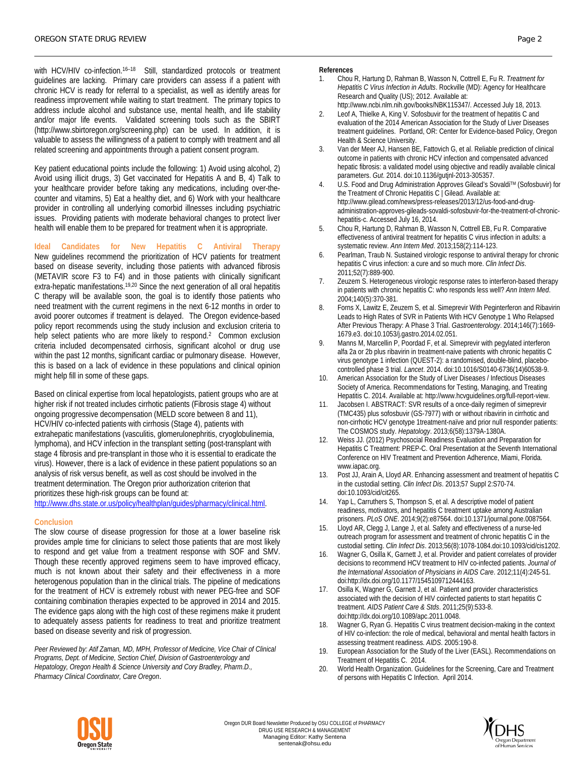with HCV/HIV co-infection.[16–18] Still, standardized protocols or treatment guidelines are lacking. Primary care providers can assess if a patient with chronic HCV is ready for referral to a specialist, as well as identify areas for readiness improvement while waiting to start treatment. The primary topics to address include alcohol and substance use, mental health, and life stability and/or major life events. Validated screening tools such as the SBIRT (http://www.sbirtoregon.org/screening.php) can be used. In addition, it is valuable to assess the willingness of a patient to comply with treatment and all related screening and appointments through a patient consent program.

Key patient educational points include the following: 1) Avoid using alcohol, 2) Avoid using illicit drugs, 3) Get vaccinated for Hepatitis A and B, 4) Talk to your healthcare provider before taking any medications, including over-the-counter and vitamins, 5) Eat a healthy diet, and 6) Work with your healthcare provider in controlling all underlying comorbid illnesses including psychiatric issues. Providing patients with moderate behavioral changes to protect liver health will enable them to be prepared for treatment when it is appropriate.

## Ideal Candidates for New Hepatitis C Antiviral Therapy

New guidelines recommend the prioritization of HCV patients for treatment based on disease severity, including those patients with advanced fibrosis (METAVIR score F3 to F4) and in those patients with clinically significant extra-hepatic manifestations.[19,20] Since the next generation of all oral hepatitis C therapy will be available soon, the goal is to identify those patients who need treatment with the current regimens in the next 6-12 months in order to avoid poorer outcomes if treatment is delayed. The Oregon evidence-based policy report recommends using the study inclusion and exclusion criteria to help select patients who are more likely to respond.[2] Common exclusion criteria included decompensated cirrhosis, significant alcohol or drug use within the past 12 months, significant cardiac or pulmonary disease. However, this is based on a lack of evidence in these populations and clinical opinion might help fill in some of these gaps.

Based on clinical expertise from local hepatologists, patient groups who are at higher risk if not treated includes cirrhotic patients (Fibrosis stage 4) without ongoing progressive decompensation (MELD score between 8 and 11), HCV/HIV co-infected patients with cirrhosis (Stage 4), patients with extrahepatic manifestations (vasculitis, glomerulonephritis, cryoglobulinemia, lymphoma), and HCV infection in the transplant setting (post-transplant with stage 4 fibrosis and pre-transplant in those who it is essential to eradicate the virus). However, there is a lack of evidence in these patient populations so an analysis of risk versus benefit, as well as cost should be involved in the treatment determination. The Oregon prior authorization criterion that prioritizes these high-risk groups can be found at: http://www.dhs.state.or.us/policy/healthplan/guides/pharmacy/clinical.html.

## Conclusion

The slow course of disease progression for those at a lower baseline risk provides ample time for clinicians to select those patients that are most likely to respond and get value from a treatment response with SOF and SMV. Though these recently approved regimens seem to have improved efficacy, much is not known about their safety and their effectiveness in a more heterogenous population than in the clinical trials. The pipeline of medications for the treatment of HCV is extremely robust with newer PEG-free and SOF containing combination therapies expected to be approved in 2014 and 2015. The evidence gaps along with the high cost of these regimens make it prudent to adequately assess patients for readiness to treat and prioritize treatment based on disease severity and risk of progression.

*Peer Reviewed by: Atif Zaman, MD, MPH, Professor of Medicine, Vice Chair of Clinical Programs, Dept. of Medicine, Section Chief, Division of Gastroenterology and Hepatology, Oregon Health & Science University and Cory Bradley, Pharm.D., Pharmacy Clinical Coordinator, Care Oregon*.

**References**

1. Chou R, Hartung D, Rahman B, Wasson N, Cottrell E, Fu R. *Treatment for Hepatitis C Virus Infection in Adults*. Rockville (MD): Agency for Healthcare Research and Quality (US); 2012. Available at: http://www.ncbi.nlm.nih.gov/books/NBK115347/. Accessed July 18, 2013.
2. Leof A, Thielke A, King V. Sofosbuvir for the treatment of hepatitis C and evaluation of the 2014 American Association for the Study of Liver Diseases treatment guidelines. Portland, OR: Center for Evidence-based Policy, Oregon Health & Science University.
3. Van der Meer AJ, Hansen BE, Fattovich G, et al. Reliable prediction of clinical outcome in patients with chronic HCV infection and compensated advanced hepatic fibrosis: a validated model using objective and readily available clinical parameters. *Gut*. 2014. doi:10.1136/gutjnl-2013-305357.
4. U.S. Food and Drug Administration Approves Gilead's Sovaldi™ (Sofosbuvir) for the Treatment of Chronic Hepatitis C | Gilead. Available at: http://www.gilead.com/news/press-releases/2013/12/us-food-and-drug-administration-approves-gileads-sovaldi-sofosbuvir-for-the-treatment-of-chronic-hepatitis-c. Accessed July 16, 2014.
5. Chou R, Hartung D, Rahman B, Wasson N, Cottrell EB, Fu R. Comparative effectiveness of antiviral treatment for hepatitis C virus infection in adults: a systematic review. *Ann Intern Med*. 2013;158(2):114-123.
6. Pearlman, Traub N. Sustained virologic response to antiviral therapy for chronic hepatitis C virus infection: a cure and so much more. *Clin Infect Dis*. 2011;52(7):889-900.
7. Zeuzem S. Heterogeneous virologic response rates to interferon-based therapy in patients with chronic hepatitis C: who responds less well? *Ann Intern Med*. 2004;140(5):370-381.
8. Forns X, Lawitz E, Zeuzem S, et al. Simeprevir With Peginterferon and Ribavirin Leads to High Rates of SVR in Patients With HCV Genotype 1 Who Relapsed After Previous Therapy: A Phase 3 Trial. *Gastroenterology*. 2014;146(7):1669-1679.e3. doi:10.1053/j.gastro.2014.02.051.
9. Manns M, Marcellin P, Poordad F, et al. Simeprevir with pegylated interferon alfa 2a or 2b plus ribavirin in treatment-naive patients with chronic hepatitis C virus genotype 1 infection (QUEST-2): a randomised, double-blind, placebo-controlled phase 3 trial. *Lancet*. 2014. doi:10.1016/S0140-6736(14)60538-9.
10. American Association for the Study of Liver Diseases / Infectious Diseases Society of America. Recommendations for Testing, Managing, and Treating Hepatitis C. 2014. Available at: http://www.hcvguidelines.org/full-report-view.
11. Jacobsen I. ABSTRACT: SVR results of a once-daily regimen of simeprevir (TMC435) plus sofosbuvir (GS-7977) with or without ribavirin in cirrhotic and non-cirrhotic HCV genotype 1treatment-naïve and prior null responder patients: The COSMOS study. *Hepatology*. 2013;6(58):1379A-1380A.
12. Weiss JJ. (2012) Psychosocial Readiness Evaluation and Preparation for Hepatitis C Treatment: PREP-C. Oral Presentation at the Seventh International Conference on HIV Treatment and Prevention Adherence, Miami, Florida. www.iapac.org.
13. Post JJ, Arain A, Lloyd AR. Enhancing assessment and treatment of hepatitis C in the custodial setting. *Clin Infect Dis*. 2013;57 Suppl 2:S70-74. doi:10.1093/cid/cit265.
14. Yap L, Carruthers S, Thompson S, et al. A descriptive model of patient readiness, motivators, and hepatitis C treatment uptake among Australian prisoners. *PLoS ONE*. 2014;9(2):e87564. doi:10.1371/journal.pone.0087564.
15. Lloyd AR, Clegg J, Lange J, et al. Safety and effectiveness of a nurse-led outreach program for assessment and treatment of chronic hepatitis C in the custodial setting. *Clin Infect Dis*. 2013;56(8):1078-1084.doi:10.1093/cid/cis1202.
16. Wagner G, Osilla K, Garnett J, et al. Provider and patient correlates of provider decisions to recommend HCV treatment to HIV co-infected patients. *Journal of the International Association of Physicians in AIDS Care*. 2012;11(4):245-51. doi:http://dx.doi.org/10.1177/1545109712444163.
17. Osilla K, Wagner G, Garnett J, et al. Patient and provider characteristics associated with the decision of HIV coinfected patients to start hepatitis C treatment. *AIDS Patient Care & Stds*. 2011;25(9):533-8. doi:http://dx.doi.org/10.1089/apc.2011.0048.
18. Wagner G, Ryan G. Hepatitis C virus treatment decision-making in the context of HIV co-infection: the role of medical, behavioral and mental health factors in assessing treatment readiness. *AIDS*. 2005:190-8.
19. European Association for the Study of the Liver (EASL). Recommendations on Treatment of Hepatitis C. 2014.
20. World Health Organization. Guidelines for the Screening, Care and Treatment of persons with Hepatitis C Infection. April 2014.

Oregon DUR Board Newsletter Produced by OSU COLLEGE of PHARMACY
DRUG USE RESEARCH & MANAGEMENT
Managing Editor: Kathy Sentena
sentenak@ohsu.edu